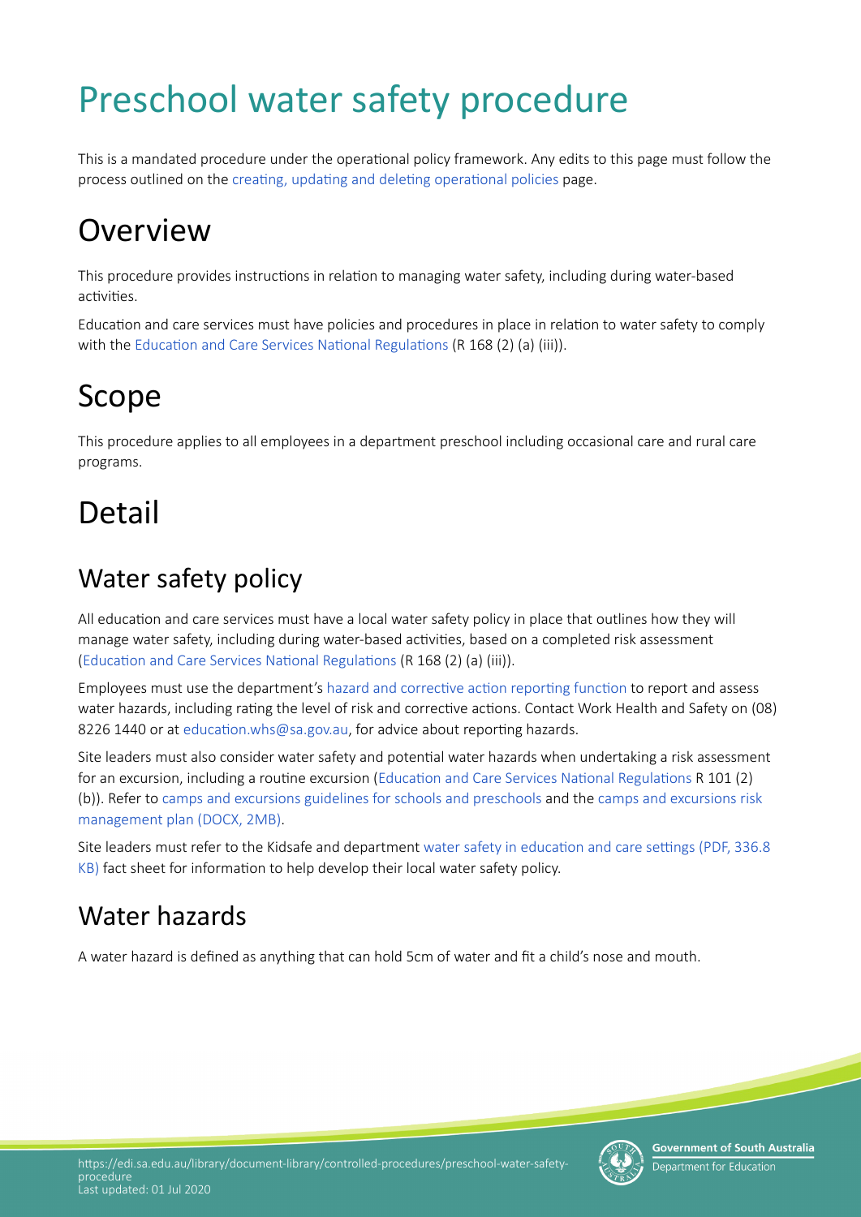# Preschool water safety procedure

This is a mandated procedure under the operational policy framework. Any edits to this page must follow the process outlined on the creating, updating and deleting operational policies page.

## Overview

This procedure provides instructions in relation to managing water safety, including during water-based activities.

Education and care services must have policies and procedures in place in relation to water safety to comply with the Education and Care Services National Regulations (R 168 (2) (a) (iii)).

## Scope

This procedure applies to all employees in a department preschool including occasional care and rural care programs.

## Detail

### Water safety policy

All education and care services must have a local water safety policy in place that outlines how they will manage water safety, including during water-based activities, based on a completed risk assessment (Education and Care Services National Regulations (R 168 (2) (a) (iii)).

Employees must use the department's hazard and corrective action reporting function to report and assess water hazards, including rating the level of risk and corrective actions. Contact Work Health and Safety on (08) 8226 1440 or at education.whs@sa.gov.au, for advice about reporting hazards.

Site leaders must also consider water safety and potential water hazards when undertaking a risk assessment for an excursion, including a routine excursion (Education and Care Services National Regulations R 101 (2) (b)). Refer to camps and excursions guidelines for schools and preschools and the camps and excursions risk management plan (DOCX, 2MB).

Site leaders must refer to the Kidsafe and department water safety in education and care settings (PDF, 336.8 KB) fact sheet for information to help develop their local water safety policy.

### Water hazards

A water hazard is defined as anything that can hold 5cm of water and fit a child's nose and mouth.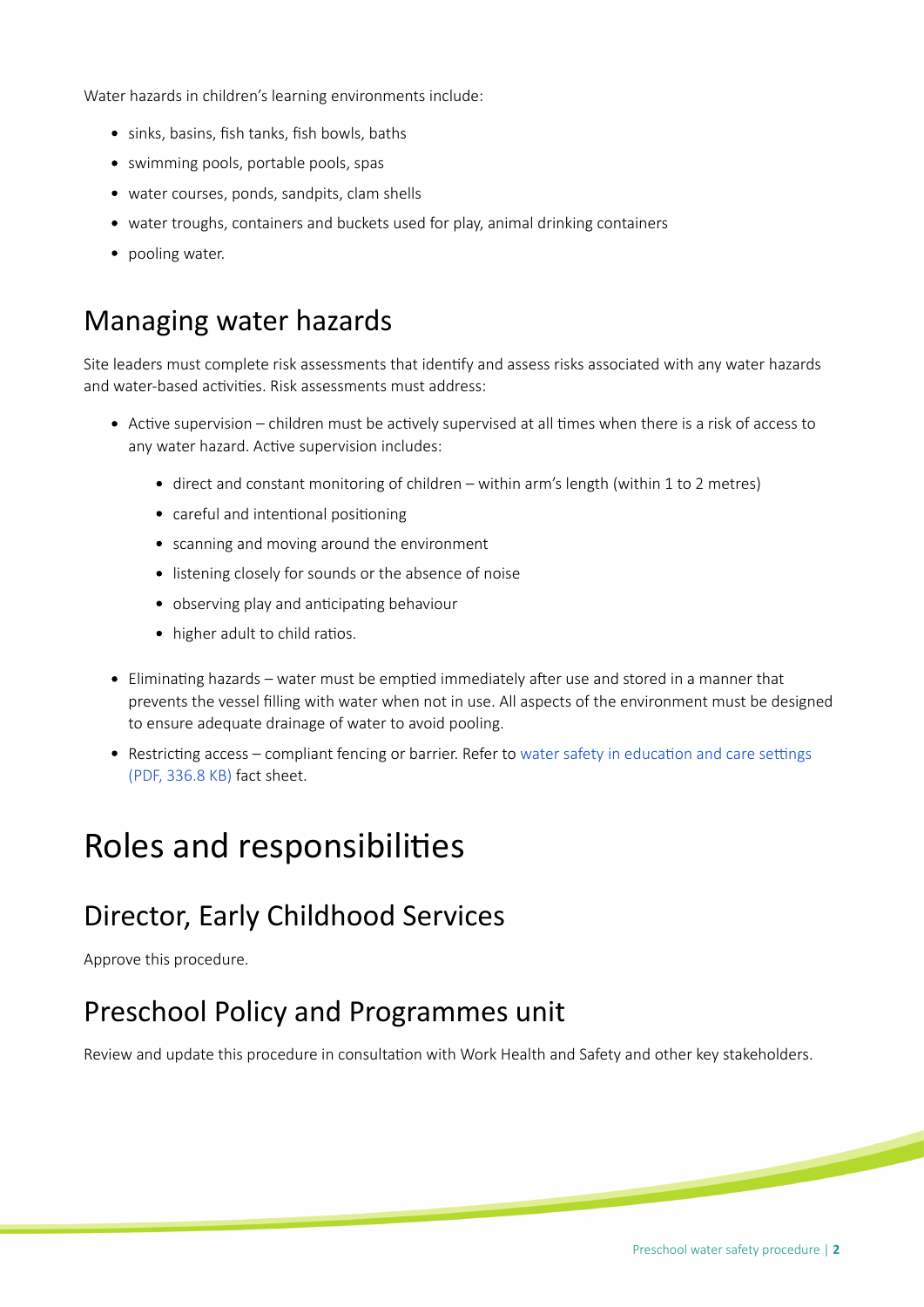Water hazards in children's learning environments include:

- sinks, basins, fish tanks, fish bowls, baths
- swimming pools, portable pools, spas
- water courses, ponds, sandpits, clam shells
- water troughs, containers and buckets used for play, animal drinking containers
- pooling water.

## Managing water hazards

Site leaders must complete risk assessments that identify and assess risks associated with any water hazards and water-based activities. Risk assessments must address:

- Active supervision – children must be actively supervised at all times when there is a risk of access to any water hazard. Active supervision includes:
  - direct and constant monitoring of children – within arm's length (within 1 to 2 metres)
  - careful and intentional positioning
  - scanning and moving around the environment
  - listening closely for sounds or the absence of noise
  - observing play and anticipating behaviour
  - higher adult to child ratios.
- Eliminating hazards – water must be emptied immediately after use and stored in a manner that prevents the vessel filling with water when not in use. All aspects of the environment must be designed to ensure adequate drainage of water to avoid pooling.
- Restricting access – compliant fencing or barrier. Refer to water safety in education and care settings (PDF, 336.8 KB) fact sheet.

# Roles and responsibilities

## Director, Early Childhood Services

Approve this procedure.

## Preschool Policy and Programmes unit

Review and update this procedure in consultation with Work Health and Safety and other key stakeholders.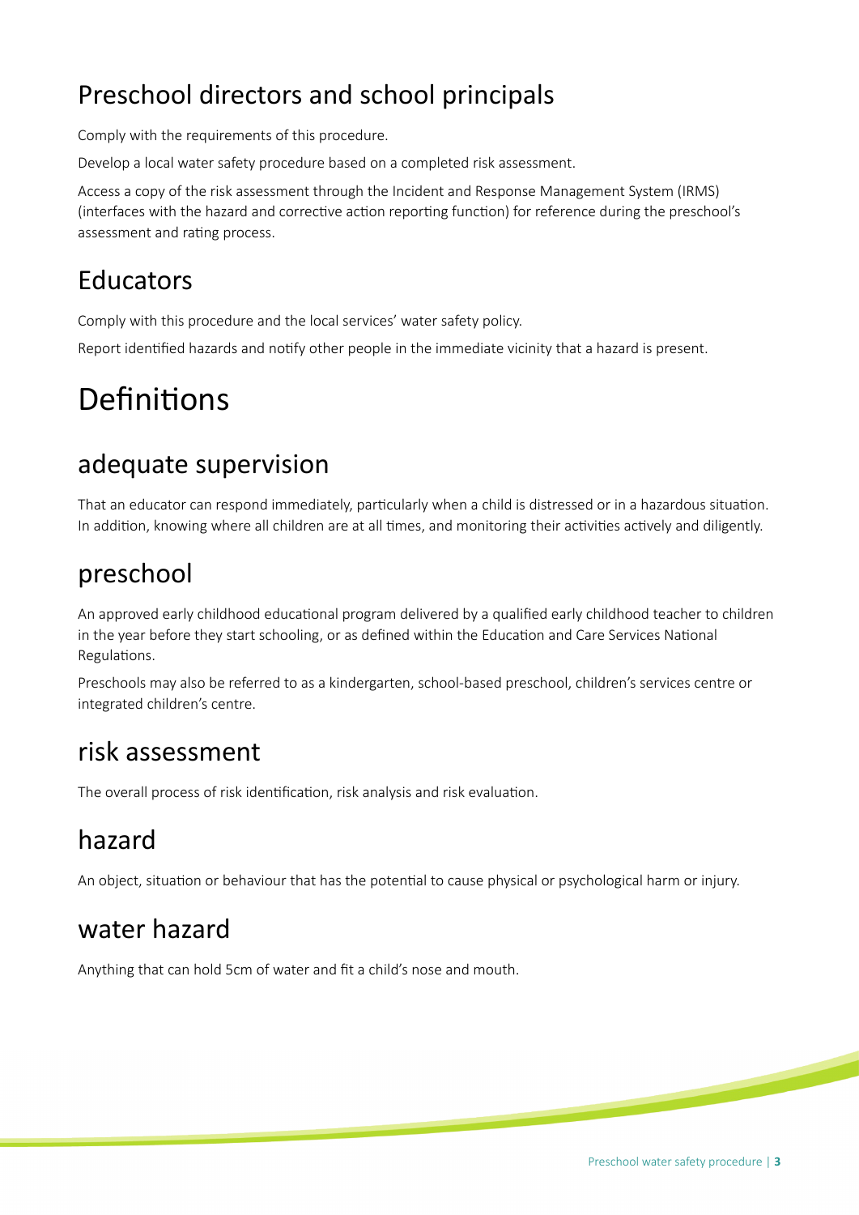## Preschool directors and school principals

Comply with the requirements of this procedure.

Develop a local water safety procedure based on a completed risk assessment.

Access a copy of the risk assessment through the Incident and Response Management System (IRMS) (interfaces with the hazard and corrective action reporting function) for reference during the preschool's assessment and rating process.

## Educators

Comply with this procedure and the local services' water safety policy.

Report identified hazards and notify other people in the immediate vicinity that a hazard is present.

# Definitions

## adequate supervision

That an educator can respond immediately, particularly when a child is distressed or in a hazardous situation. In addition, knowing where all children are at all times, and monitoring their activities actively and diligently.

## preschool

An approved early childhood educational program delivered by a qualified early childhood teacher to children in the year before they start schooling, or as defined within the Education and Care Services National Regulations.

Preschools may also be referred to as a kindergarten, school-based preschool, children's services centre or integrated children's centre.

## risk assessment

The overall process of risk identification, risk analysis and risk evaluation.

## hazard

An object, situation or behaviour that has the potential to cause physical or psychological harm or injury.

## water hazard

Anything that can hold 5cm of water and fit a child's nose and mouth.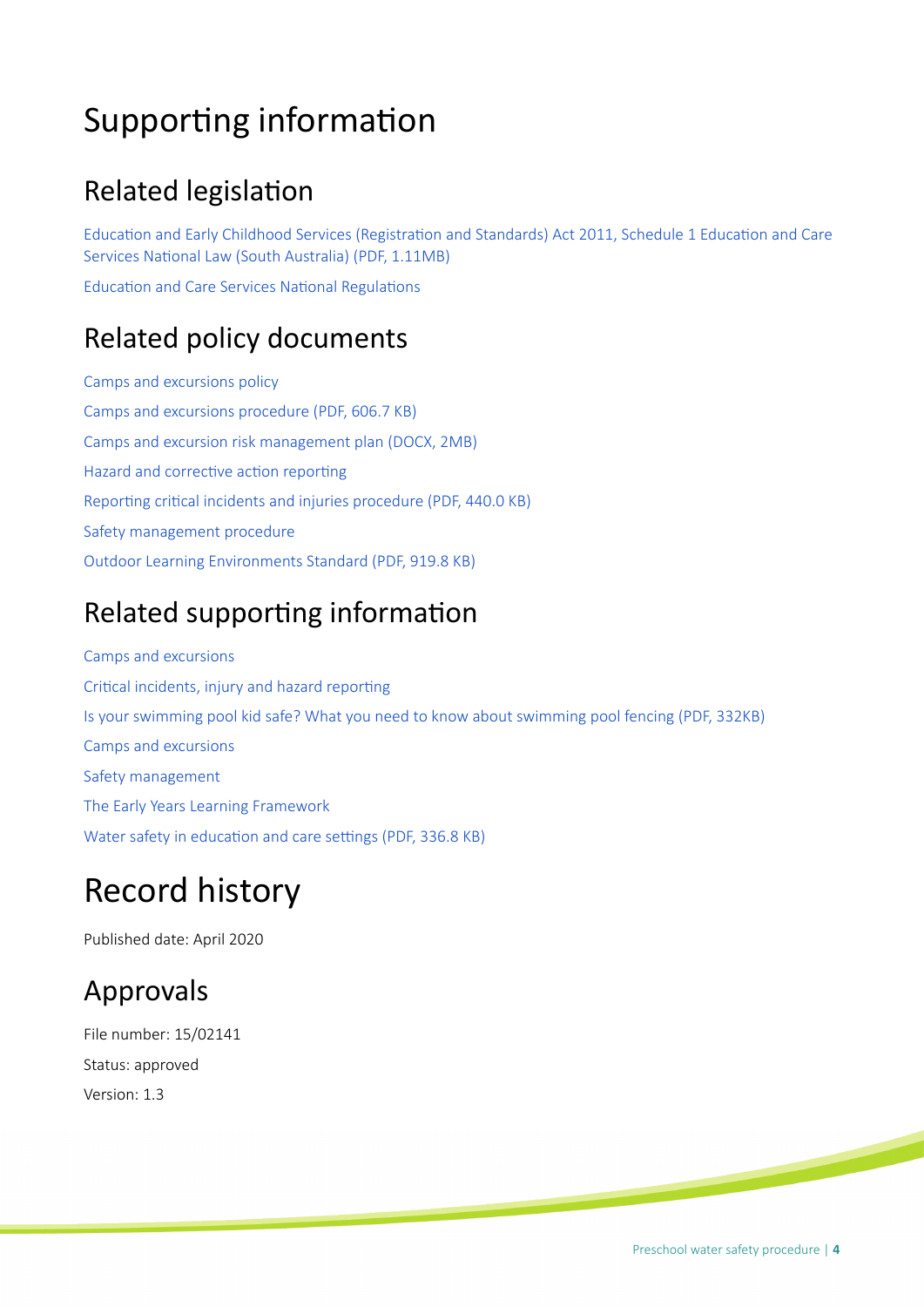# Supporting information

## Related legislation

Education and Early Childhood Services (Registration and Standards) Act 2011, Schedule 1 Education and Care Services National Law (South Australia) (PDF, 1.11MB)

Education and Care Services National Regulations

## Related policy documents

Camps and excursions policy

Camps and excursions procedure (PDF, 606.7 KB)

Camps and excursion risk management plan (DOCX, 2MB)

Hazard and corrective action reporting

Reporting critical incidents and injuries procedure (PDF, 440.0 KB)

Safety management procedure

Outdoor Learning Environments Standard (PDF, 919.8 KB)

## Related supporting information

Camps and excursions

Critical incidents, injury and hazard reporting

Is your swimming pool kid safe? What you need to know about swimming pool fencing (PDF, 332KB)

Camps and excursions

Safety management

The Early Years Learning Framework

Water safety in education and care settings (PDF, 336.8 KB)

# Record history

Published date: April 2020

## Approvals

File number: 15/02141

Status: approved

Version: 1.3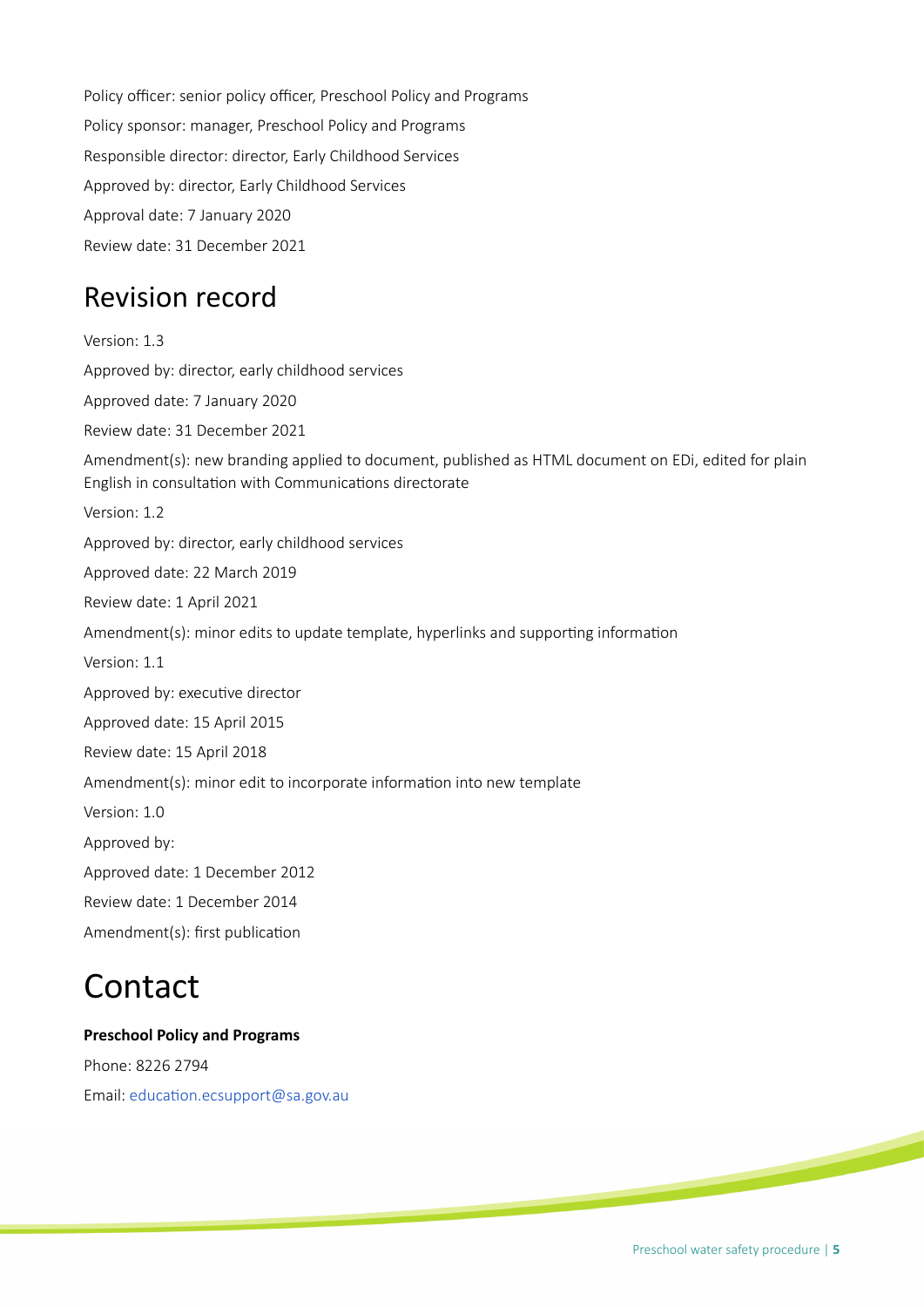Policy officer: senior policy officer, Preschool Policy and Programs

Policy sponsor: manager, Preschool Policy and Programs

Responsible director: director, Early Childhood Services

Approved by: director, Early Childhood Services

Approval date: 7 January 2020

Review date: 31 December 2021

## Revision record

Version: 1.3

Approved by: director, early childhood services

Approved date: 7 January 2020

Review date: 31 December 2021

Amendment(s): new branding applied to document, published as HTML document on EDi, edited for plain English in consultation with Communications directorate

Version: 1.2

Approved by: director, early childhood services

Approved date: 22 March 2019

Review date: 1 April 2021

Amendment(s): minor edits to update template, hyperlinks and supporting information

Version: 1.1

Approved by: executive director

Approved date: 15 April 2015

Review date: 15 April 2018

Amendment(s): minor edit to incorporate information into new template

Version: 1.0

Approved by:

Approved date: 1 December 2012

Review date: 1 December 2014

Amendment(s): first publication

# Contact

**Preschool Policy and Programs**

Phone: 8226 2794

Email: education.ecsupport@sa.gov.au